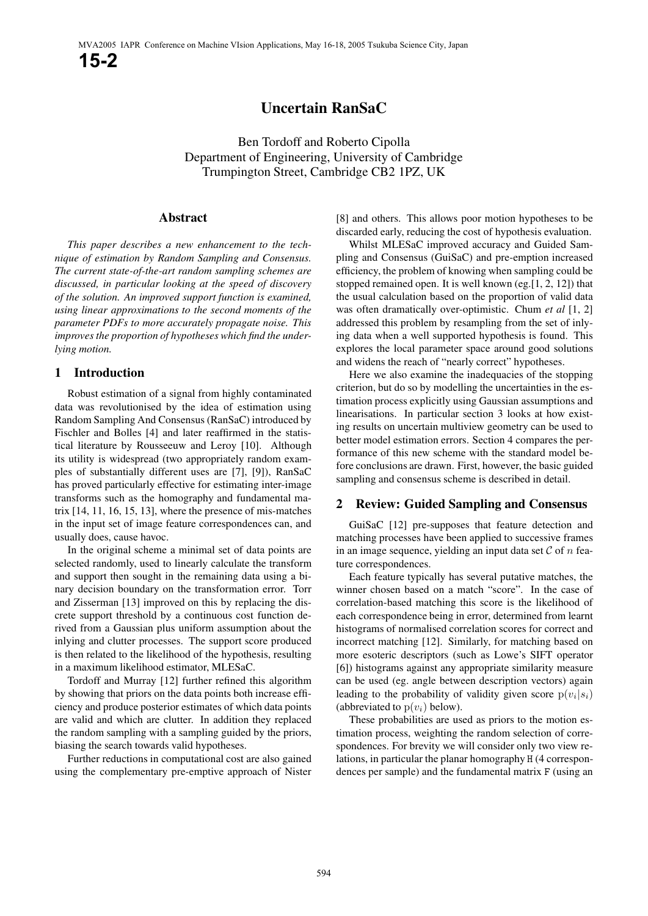# Uncertain RanSaC

Ben Tordoff and Roberto Cipolla
Department of Engineering, University of Cambridge
Trumpington Street, Cambridge CB2 1PZ, UK

## Abstract

*This paper describes a new enhancement to the technique of estimation by Random Sampling and Consensus. The current state-of-the-art random sampling schemes are discussed, in particular looking at the speed of discovery of the solution. An improved support function is examined, using linear approximations to the second moments of the parameter PDFs to more accurately propagate noise. This improves the proportion of hypotheses which find the underlying motion.*

## 1 Introduction

Robust estimation of a signal from highly contaminated data was revolutionised by the idea of estimation using Random Sampling And Consensus (RanSaC) introduced by Fischler and Bolles [4] and later reaffirmed in the statistical literature by Rousseeuw and Leroy [10]. Although its utility is widespread (two appropriately random examples of substantially different uses are [7], [9]), RanSaC has proved particularly effective for estimating inter-image transforms such as the homography and fundamental matrix [14, 11, 16, 15, 13], where the presence of mis-matches in the input set of image feature correspondences can, and usually does, cause havoc.

In the original scheme a minimal set of data points are selected randomly, used to linearly calculate the transform and support then sought in the remaining data using a binary decision boundary on the transformation error. Torr and Zisserman [13] improved on this by replacing the discrete support threshold by a continuous cost function derived from a Gaussian plus uniform assumption about the inlying and clutter processes. The support score produced is then related to the likelihood of the hypothesis, resulting in a maximum likelihood estimator, MLESaC.

Tordoff and Murray [12] further refined this algorithm by showing that priors on the data points both increase efficiency and produce posterior estimates of which data points are valid and which are clutter. In addition they replaced the random sampling with a sampling guided by the priors, biasing the search towards valid hypotheses.

Further reductions in computational cost are also gained using the complementary pre-emptive approach of Nister [8] and others. This allows poor motion hypotheses to be discarded early, reducing the cost of hypothesis evaluation.

Whilst MLESaC improved accuracy and Guided Sampling and Consensus (GuiSaC) and pre-emption increased efficiency, the problem of knowing when sampling could be stopped remained open. It is well known (eg.[1, 2, 12]) that the usual calculation based on the proportion of valid data was often dramatically over-optimistic. Chum *et al* [1, 2] addressed this problem by resampling from the set of inlying data when a well supported hypothesis is found. This explores the local parameter space around good solutions and widens the reach of "nearly correct" hypotheses.

Here we also examine the inadequacies of the stopping criterion, but do so by modelling the uncertainties in the estimation process explicitly using Gaussian assumptions and linearisations. In particular section 3 looks at how existing results on uncertain multiview geometry can be used to better model estimation errors. Section 4 compares the performance of this new scheme with the standard model before conclusions are drawn. First, however, the basic guided sampling and consensus scheme is described in detail.

## 2 Review: Guided Sampling and Consensus

GuiSaC [12] pre-supposes that feature detection and matching processes have been applied to successive frames in an image sequence, yielding an input data set $\mathcal{C}$ of $n$ feature correspondences.

Each feature typically has several putative matches, the winner chosen based on a match "score". In the case of correlation-based matching this score is the likelihood of each correspondence being in error, determined from learnt histograms of normalised correlation scores for correct and incorrect matching [12]. Similarly, for matching based on more esoteric descriptors (such as Lowe's SIFT operator [6]) histograms against any appropriate similarity measure can be used (eg. angle between description vectors) again leading to the probability of validity given score $\mathrm{p}(v_i|s_i)$ (abbreviated to $\mathrm{p}(v_i)$ below).

These probabilities are used as priors to the motion estimation process, weighting the random selection of correspondences. For brevity we will consider only two view relations, in particular the planar homography $\mathtt{H}$ (4 correspondences per sample) and the fundamental matrix $\mathtt{F}$ (using an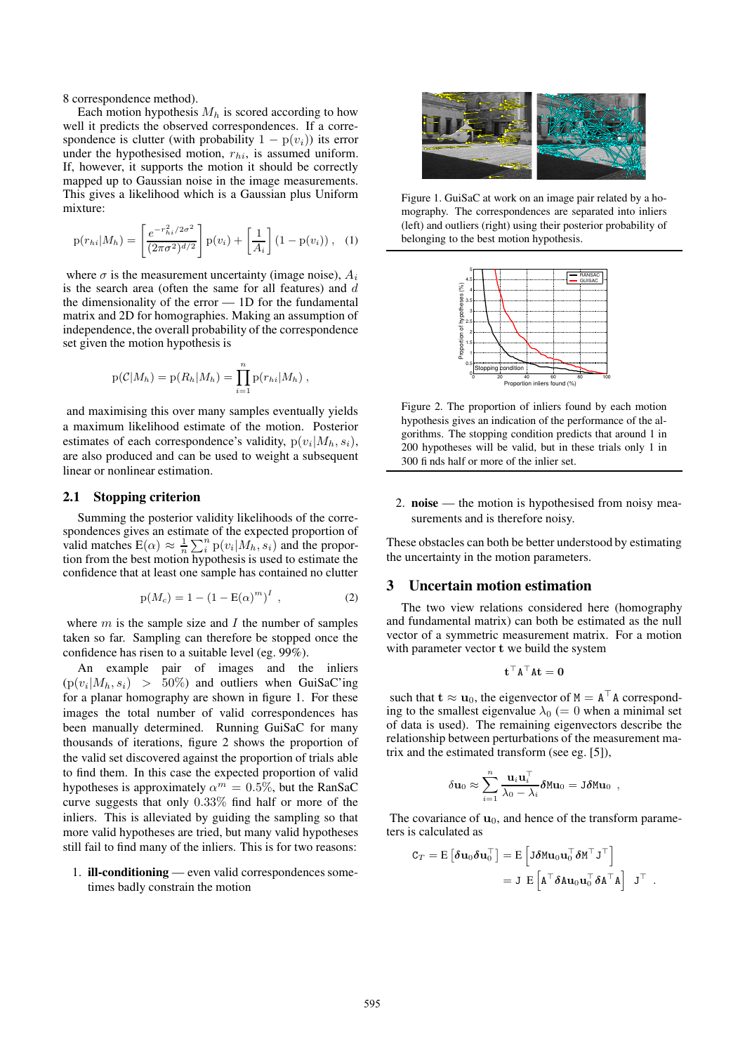8 correspondence method).

Each motion hypothesis $M_h$ is scored according to how well it predicts the observed correspondences. If a correspondence is clutter (with probability $1 - \mathrm{p}(v_i)$) its error under the hypothesised motion, $r_{hi}$, is assumed uniform. If, however, it supports the motion it should be correctly mapped up to Gaussian noise in the image measurements. This gives a likelihood which is a Gaussian plus Uniform mixture:

$$\mathrm{p}(r_{hi}|M_h) = \left[\frac{e^{-r_{hi}^2/2\sigma^2}}{(2\pi\sigma^2)^{d/2}}\right]\mathrm{p}(v_i) + \left[\frac{1}{A_i}\right](1 - \mathrm{p}(v_i)) \,, \quad (1)$$

where $\sigma$ is the measurement uncertainty (image noise), $A_i$ is the search area (often the same for all features) and $d$ the dimensionality of the error — 1D for the fundamental matrix and 2D for homographies. Making an assumption of independence, the overall probability of the correspondence set given the motion hypothesis is

$$\mathrm{p}(\mathcal{C}|M_h) = \mathrm{p}(R_h|M_h) = \prod_{i=1}^{n} \mathrm{p}(r_{hi}|M_h) \,,$$

and maximising this over many samples eventually yields a maximum likelihood estimate of the motion. Posterior estimates of each correspondence's validity, $\mathrm{p}(v_i|M_h, s_i)$, are also produced and can be used to weight a subsequent linear or nonlinear estimation.

### 2.1 Stopping criterion

Summing the posterior validity likelihoods of the correspondences gives an estimate of the expected proportion of valid matches $\mathrm{E}(\alpha) \approx \frac{1}{n}\sum_i^n \mathrm{p}(v_i|M_h, s_i)$ and the proportion from the best motion hypothesis is used to estimate the confidence that at least one sample has contained no clutter

$$\mathrm{p}(M_c) = 1 - (1 - \mathrm{E}(\alpha)^m)^I \,, \quad (2)$$

where $m$ is the sample size and $I$ the number of samples taken so far. Sampling can therefore be stopped once the confidence has risen to a suitable level (eg. 99%).

An example pair of images and the inliers ($\mathrm{p}(v_i|M_h, s_i) > 50\%$) and outliers when GuiSaC'ing for a planar homography are shown in figure 1. For these images the total number of valid correspondences has been manually determined. Running GuiSaC for many thousands of iterations, figure 2 shows the proportion of the valid set discovered against the proportion of trials able to find them. In this case the expected proportion of valid hypotheses is approximately $\alpha^m = 0.5\%$, but the RanSaC curve suggests that only $0.33\%$ find half or more of the inliers. This is alleviated by guiding the sampling so that more valid hypotheses are tried, but many valid hypotheses still fail to find many of the inliers. This is for two reasons:

1. **ill-conditioning** — even valid correspondences sometimes badly constrain the motion
2. **noise** — the motion is hypothesised from noisy measurements and is therefore noisy.

Figure 1. GuiSaC at work on an image pair related by a homography. The correspondences are separated into inliers (left) and outliers (right) using their posterior probability of belonging to the best motion hypothesis.

Figure 2. The proportion of inliers found by each motion hypothesis gives an indication of the performance of the algorithms. The stopping condition predicts that around 1 in 200 hypotheses will be valid, but in these trials only 1 in 300 finds half or more of the inlier set.

These obstacles can both be better understood by estimating the uncertainty in the motion parameters.

## 3 Uncertain motion estimation

The two view relations considered here (homography and fundamental matrix) can both be estimated as the null vector of a symmetric measurement matrix. For a motion with parameter vector $\mathbf{t}$ we build the system

$$\mathbf{t}^\top \mathtt{A}^\top \mathtt{A}\mathbf{t} = \mathbf{0}$$

such that $\mathbf{t} \approx \mathbf{u}_0$, the eigenvector of $\mathtt{M} = \mathtt{A}^\top\mathtt{A}$ corresponding to the smallest eigenvalue $\lambda_0$ ($= 0$ when a minimal set of data is used). The remaining eigenvectors describe the relationship between perturbations of the measurement matrix and the estimated transform (see eg. [5]),

$$\delta\mathbf{u}_0 \approx \sum_{i=1}^{n} \frac{\mathbf{u}_i\mathbf{u}_i^\top}{\lambda_0 - \lambda_i}\boldsymbol{\delta}\mathtt{M}\mathbf{u}_0 = \mathtt{J}\boldsymbol{\delta}\mathtt{M}\mathbf{u}_0 \,,$$

The covariance of $\mathbf{u}_0$, and hence of the transform parameters is calculated as

$$\begin{aligned}\mathtt{C}_T = \mathrm{E}\left[\boldsymbol{\delta}\mathbf{u}_0\boldsymbol{\delta}\mathbf{u}_0^\top\right] &= \mathrm{E}\left[\mathtt{J}\boldsymbol{\delta}\mathtt{M}\mathbf{u}_0\mathbf{u}_0^\top\boldsymbol{\delta}\mathtt{M}^\top\mathtt{J}^\top\right] \\ &= \mathtt{J}\;\mathrm{E}\left[\mathtt{A}^\top\boldsymbol{\delta}\mathtt{A}\mathbf{u}_0\mathbf{u}_0^\top\boldsymbol{\delta}\mathtt{A}^\top\mathtt{A}\right]\;\mathtt{J}^\top \,.\end{aligned}$$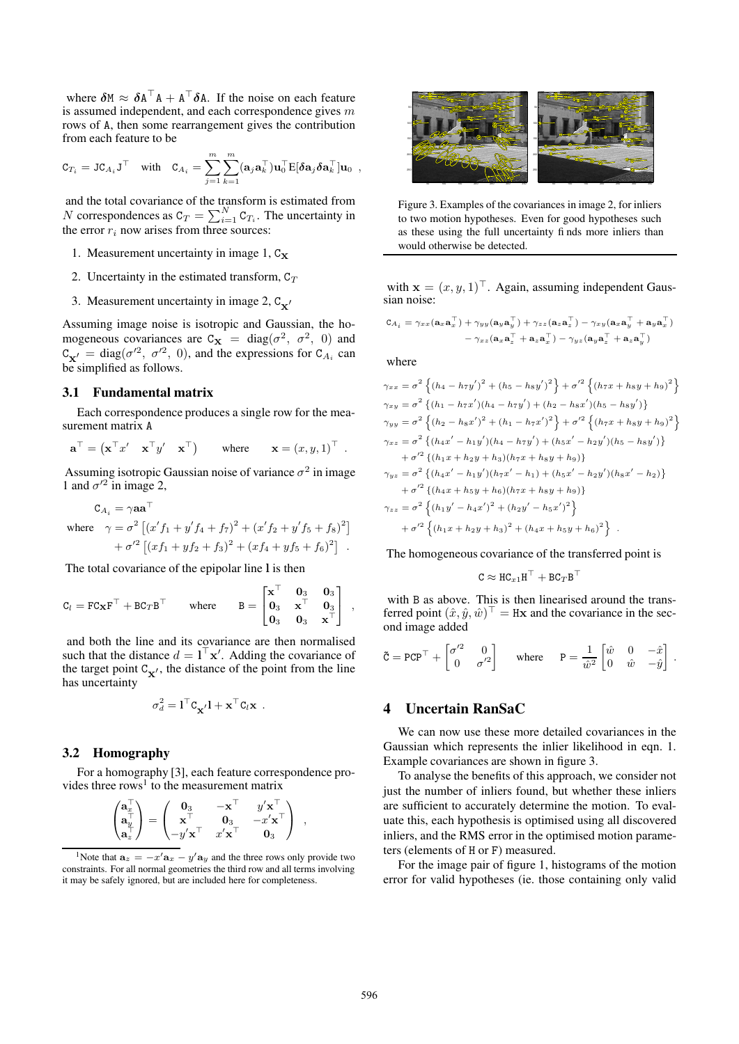where $\delta M \approx \delta A^\top A + A^\top \delta A$. If the noise on each feature is assumed independent, and each correspondence gives $m$ rows of A, then some rearrangement gives the contribution from each feature to be

$$\mathtt{C}_{T_i} = \mathtt{J}\mathtt{C}_{A_i}\mathtt{J}^\top \quad \text{with} \quad \mathtt{C}_{A_i} = \sum_{j=1}^{m}\sum_{k=1}^{m}(\mathbf{a}_j\mathbf{a}_k^\top)\mathbf{u}_0^\top \mathrm{E}[\boldsymbol{\delta}\mathbf{a}_j\boldsymbol{\delta}\mathbf{a}_k^\top]\mathbf{u}_0 \ ,$$

and the total covariance of the transform is estimated from $N$ correspondences as $\mathtt{C}_T = \sum_{i=1}^{N}\mathtt{C}_{T_i}$. The uncertainty in the error $r_i$ now arises from three sources:

1. Measurement uncertainty in image 1, $\mathtt{C}_\mathbf{x}$
2. Uncertainty in the estimated transform, $\mathtt{C}_T$
3. Measurement uncertainty in image 2, $\mathtt{C}_{\mathbf{x}'}$

Assuming image noise is isotropic and Gaussian, the homogeneous covariances are $\mathtt{C}_\mathbf{x} = \mathrm{diag}(\sigma^2,\ \sigma^2,\ 0)$ and $\mathtt{C}_{\mathbf{x}'} = \mathrm{diag}(\sigma'^2,\ \sigma'^2,\ 0)$, and the expressions for $\mathtt{C}_{A_i}$ can be simplified as follows.

### 3.1 Fundamental matrix

Each correspondence produces a single row for the measurement matrix A

$$\mathbf{a}^\top = \begin{pmatrix}\mathbf{x}^\top x' & \mathbf{x}^\top y' & \mathbf{x}^\top\end{pmatrix} \qquad \text{where} \qquad \mathbf{x} = (x, y, 1)^\top \ .$$

Assuming isotropic Gaussian noise of variance $\sigma^2$ in image 1 and $\sigma'^2$ in image 2,

$$\begin{aligned}\mathtt{C}_{A_i} &= \gamma \mathbf{a}\mathbf{a}^\top \\ \text{where} \quad \gamma &= \sigma^2\left[(x'f_1 + y'f_4 + f_7)^2 + (x'f_2 + y'f_5 + f_8)^2\right] \\ &\quad + \sigma'^2\left[(xf_1 + yf_2 + f_3)^2 + (xf_4 + yf_5 + f_6)^2\right] \ .\end{aligned}$$

The total covariance of the epipolar line $\mathbf{l}$ is then

$$\mathtt{C}_l = \mathtt{F}\mathtt{C}_\mathbf{x}\mathtt{F}^\top + \mathtt{B}\mathtt{C}_T\mathtt{B}^\top \qquad \text{where} \qquad \mathtt{B} = \begin{bmatrix}\mathbf{x}^\top & \mathbf{0}_3 & \mathbf{0}_3 \\ \mathbf{0}_3 & \mathbf{x}^\top & \mathbf{0}_3 \\ \mathbf{0}_3 & \mathbf{0}_3 & \mathbf{x}^\top\end{bmatrix} \ ,$$

and both the line and its covariance are then normalised such that the distance $d = \mathbf{l}^\top\mathbf{x}'$. Adding the covariance of the target point $\mathtt{C}_{\mathbf{x}'}$, the distance of the point from the line has uncertainty

$$\sigma_d^2 = \mathbf{l}^\top\mathtt{C}_{\mathbf{x}'}\mathbf{l} + \mathbf{x}^\top\mathtt{C}_l\mathbf{x} \ .$$

### 3.2 Homography

For a homography [3], each feature correspondence provides three rows[1] to the measurement matrix

$$\begin{pmatrix}\mathbf{a}_x^\top \\ \mathbf{a}_y^\top \\ \mathbf{a}_z^\top\end{pmatrix} = \begin{pmatrix}\mathbf{0}_3 & -\mathbf{x}^\top & y'\mathbf{x}^\top \\ \mathbf{x}^\top & \mathbf{0}_3 & -x'\mathbf{x}^\top \\ -y'\mathbf{x}^\top & x'\mathbf{x}^\top & \mathbf{0}_3\end{pmatrix} \ ,$$

[1] Note that $\mathbf{a}_z = -x'\mathbf{a}_x - y'\mathbf{a}_y$ and the three rows only provide two constraints. For all normal geometries the third row and all terms involving it may be safely ignored, but are included here for completeness.

Figure 3. Examples of the covariances in image 2, for inliers to two motion hypotheses. Even for good hypotheses such as these using the full uncertainty finds more inliers than would otherwise be detected.

with $\mathbf{x} = (x, y, 1)^\top$. Again, assuming independent Gaussian noise:

$$\begin{aligned}\mathtt{C}_{A_i} = \gamma_{xx}(\mathbf{a}_x\mathbf{a}_x^\top) + \gamma_{yy}(\mathbf{a}_y\mathbf{a}_y^\top) + \gamma_{zz}(\mathbf{a}_z\mathbf{a}_z^\top) - \gamma_{xy}(\mathbf{a}_x\mathbf{a}_y^\top + \mathbf{a}_y\mathbf{a}_x^\top) \\ - \gamma_{xz}(\mathbf{a}_x\mathbf{a}_z^\top + \mathbf{a}_z\mathbf{a}_x^\top) - \gamma_{yz}(\mathbf{a}_y\mathbf{a}_z^\top + \mathbf{a}_z\mathbf{a}_y^\top)\end{aligned}$$

where

$$\begin{aligned}
\gamma_{xx} &= \sigma^2\left\{(h_4 - h_7y')^2 + (h_5 - h_8y')^2\right\} + \sigma'^2\left\{(h_7x + h_8y + h_9)^2\right\} \\
\gamma_{xy} &= \sigma^2\left\{(h_1 - h_7x')(h_4 - h_7y') + (h_2 - h_8x')(h_5 - h_8y')\right\} \\
\gamma_{yy} &= \sigma^2\left\{(h_2 - h_8x')^2 + (h_1 - h_7x')^2\right\} + \sigma'^2\left\{(h_7x + h_8y + h_9)^2\right\} \\
\gamma_{xz} &= \sigma^2\left\{(h_4x' - h_1y')(h_4 - h_7y') + (h_5x' - h_2y')(h_5 - h_8y')\right\} \\
&\quad + \sigma'^2\left\{(h_1x + h_2y + h_3)(h_7x + h_8y + h_9)\right\} \\
\gamma_{yz} &= \sigma^2\left\{(h_4x' - h_1y')(h_7x' - h_1) + (h_5x' - h_2y')(h_8x' - h_2)\right\} \\
&\quad + \sigma'^2\left\{(h_4x + h_5y + h_6)(h_7x + h_8y + h_9)\right\} \\
\gamma_{zz} &= \sigma^2\left\{(h_1y' - h_4x')^2 + (h_2y' - h_5x')^2\right\} \\
&\quad + \sigma'^2\left\{(h_1x + h_2y + h_3)^2 + (h_4x + h_5y + h_6)^2\right\} \ .
\end{aligned}$$

The homogeneous covariance of the transferred point is

$$\mathtt{C} \approx \mathtt{H}\mathtt{C}_{x1}\mathtt{H}^\top + \mathtt{B}\mathtt{C}_T\mathtt{B}^\top$$

with B as above. This is then linearised around the transferred point $(\hat{x}, \hat{y}, \hat{w})^\top = \mathtt{H}\mathbf{x}$ and the covariance in the second image added

$$\tilde{\mathtt{C}} = \mathtt{P}\mathtt{C}\mathtt{P}^\top + \begin{bmatrix}\sigma'^2 & 0 \\ 0 & \sigma'^2\end{bmatrix} \qquad \text{where} \qquad \mathtt{P} = \frac{1}{\hat{w}^2}\begin{bmatrix}\hat{w} & 0 & -\hat{x} \\ 0 & \hat{w} & -\hat{y}\end{bmatrix} \ .$$

## 4 Uncertain RanSaC

We can now use these more detailed covariances in the Gaussian which represents the inlier likelihood in eqn. 1. Example covariances are shown in figure 3.

To analyse the benefits of this approach, we consider not just the number of inliers found, but whether these inliers are sufficient to accurately determine the motion. To evaluate this, each hypothesis is optimised using all discovered inliers, and the RMS error in the optimised motion parameters (elements of H or F) measured.

For the image pair of figure 1, histograms of the motion error for valid hypotheses (ie. those containing only valid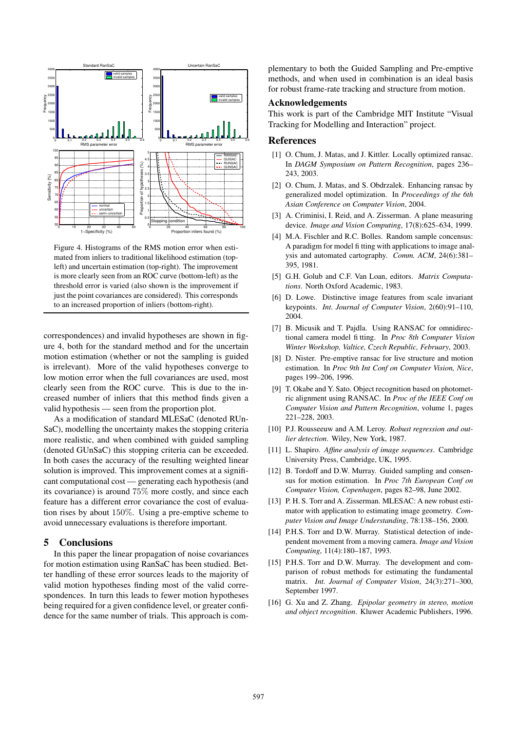Standard RanSaC

Uncertain RanSaC

valid samples
invalid samples

Frequency

RMS parameter error

0 0.1 0.2 0.3 0.4 0.5 0.6

0 500 1000 1500 2000 2500 3000 3500 4000

Sensitivity (%)

1−Specificity (%)

0 10 20 30 40 50

50 55 60 65 70 75 80 85 90 95 100

normal
uncertain
semi−uncertain

Proportion of hypotheses (%)

Proportion inliers found (%)

0 20 40 60 80 100

0 0.5 1 1.5 2 2.5 3 3.5 4 4.5 5

RANSAC
GUISAC
RUNSAC
GUNSAC

Stopping condition

Figure 4. Histograms of the RMS motion error when estimated from inliers to traditional likelihood estimation (top-left) and uncertain estimation (top-right). The improvement is more clearly seen from an ROC curve (bottom-left) as the threshold error is varied (also shown is the improvement if just the point covariances are considered). This corresponds to an increased proportion of inliers (bottom-right).

correspondences) and invalid hypotheses are shown in figure 4, both for the standard method and for the uncertain motion estimation (whether or not the sampling is guided is irrelevant). More of the valid hypotheses converge to low motion error when the full covariances are used, most clearly seen from the ROC curve. This is due to the increased number of inliers that this method finds given a valid hypothesis — seen from the proportion plot.

As a modification of standard MLESaC (denoted RUnSaC), modelling the uncertainty makes the stopping criteria more realistic, and when combined with guided sampling (denoted GUnSaC) this stopping criteria can be exceeded. In both cases the accuracy of the resulting weighted linear solution is improved. This improvement comes at a significant computational cost — generating each hypothesis (and its covariance) is around $75\%$ more costly, and since each feature has a different error covariance the cost of evaluation rises by about $150\%$. Using a pre-emptive scheme to avoid unnecessary evaluations is therefore important.

## 5 Conclusions

In this paper the linear propagation of noise covariances for motion estimation using RanSaC has been studied. Better handling of these error sources leads to the majority of valid motion hypotheses finding most of the valid correspondences. In turn this leads to fewer motion hypotheses being required for a given confidence level, or greater confidence for the same number of trials. This approach is complementary to both the Guided Sampling and Pre-emptive methods, and when used in combination is an ideal basis for robust frame-rate tracking and structure from motion.

## Acknowledgements

This work is part of the Cambridge MIT Institute "Visual Tracking for Modelling and Interaction" project.

## References

[1] O. Chum, J. Matas, and J. Kittler. Locally optimized ransac. In *DAGM Symposium on Pattern Recognition*, pages 236–243, 2003.

[2] O. Chum, J. Matas, and S. Obdrzalek. Enhancing ransac by generalized model optimization. In *Proceedings of the 6th Asian Conference on Computer Vision*, 2004.

[3] A. Criminisi, I. Reid, and A. Zisserman. A plane measuring device. *Image and Vision Computing*, 17(8):625–634, 1999.

[4] M.A. Fischler and R.C. Bolles. Random sample concensus: A paradigm for model fi tting with applications to image analysis and automated cartography. *Comm. ACM*, 24(6):381–395, 1981.

[5] G.H. Golub and C.F. Van Loan, editors. *Matrix Computations*. North Oxford Academic, 1983.

[6] D. Lowe. Distinctive image features from scale invariant keypoints. *Int. Journal of Computer Vision*, 2(60):91–110, 2004.

[7] B. Micusik and T. Pajdla. Using RANSAC for omnidirectional camera model fi tting. In *Proc 8th Computer Vision Winter Workshop, Valtice, Czech Republic, February*, 2003.

[8] D. Nister. Pre-emptive ransac for live structure and motion estimation. In *Proc 9th Int Conf on Computer Vision, Nice*, pages 199–206, 1996.

[9] T. Okabe and Y. Sato. Object recognition based on photometric alignment using RANSAC. In *Proc of the IEEE Conf on Computer Vision and Pattern Recognition*, volume 1, pages 221–228, 2003.

[10] P.J. Rousseeuw and A.M. Leroy. *Robust regression and outlier detection*. Wiley, New York, 1987.

[11] L. Shapiro. *Affine analysis of image sequences*. Cambridge University Press, Cambridge, UK, 1995.

[12] B. Tordoff and D.W. Murray. Guided sampling and consensus for motion estimation. In *Proc 7th European Conf on Computer Vision, Copenhagen*, pages 82–98, June 2002.

[13] P. H. S. Torr and A. Zisserman. MLESAC: A new robust estimator with application to estimating image geometry. *Computer Vision and Image Understanding*, 78:138–156, 2000.

[14] P.H.S. Torr and D.W. Murray. Statistical detection of independent movement from a moving camera. *Image and Vision Computing*, 11(4):180–187, 1993.

[15] P.H.S. Torr and D.W. Murray. The development and comparison of robust methods for estimating the fundamental matrix. *Int. Journal of Computer Vision*, 24(3):271–300, September 1997.

[16] G. Xu and Z. Zhang. *Epipolar geometry in stereo, motion and object recognition*. Kluwer Academic Publishers, 1996.